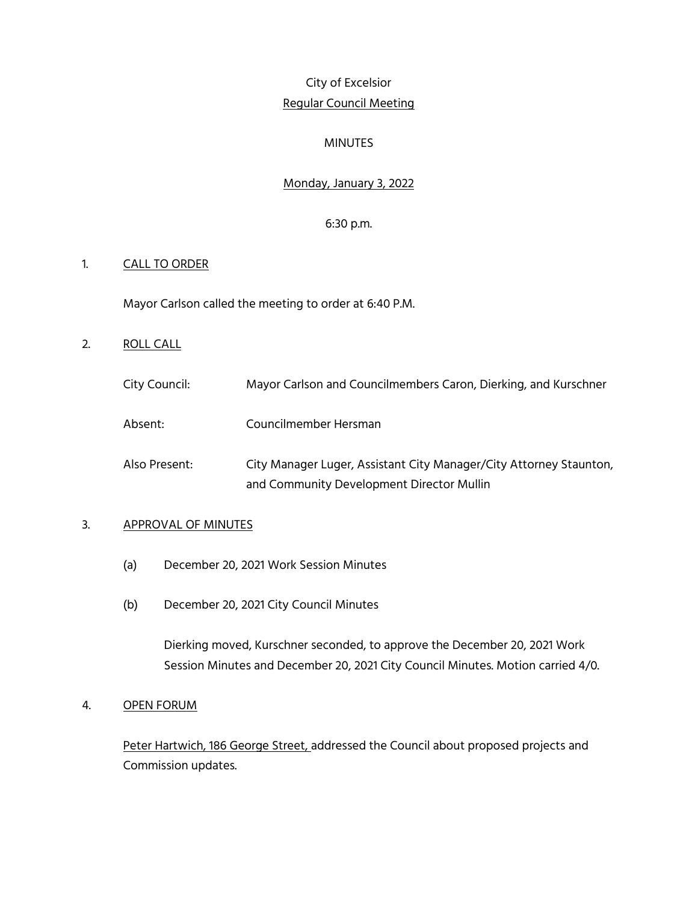City of Excelsior

Regular Council Meeting

MINUTES

Monday, January 3, 2022

6:30 p.m.

1. CALL TO ORDER

   Mayor Carlson called the meeting to order at 6:40 P.M.

2. ROLL CALL

   City Council: Mayor Carlson and Councilmembers Caron, Dierking, and Kurschner

   Absent: Councilmember Hersman

   Also Present: City Manager Luger, Assistant City Manager/City Attorney Staunton, and Community Development Director Mullin

3. APPROVAL OF MINUTES

   (a) December 20, 2021 Work Session Minutes

   (b) December 20, 2021 City Council Minutes

   Dierking moved, Kurschner seconded, to approve the December 20, 2021 Work Session Minutes and December 20, 2021 City Council Minutes. Motion carried 4/0.

4. OPEN FORUM

   Peter Hartwich, 186 George Street, addressed the Council about proposed projects and Commission updates.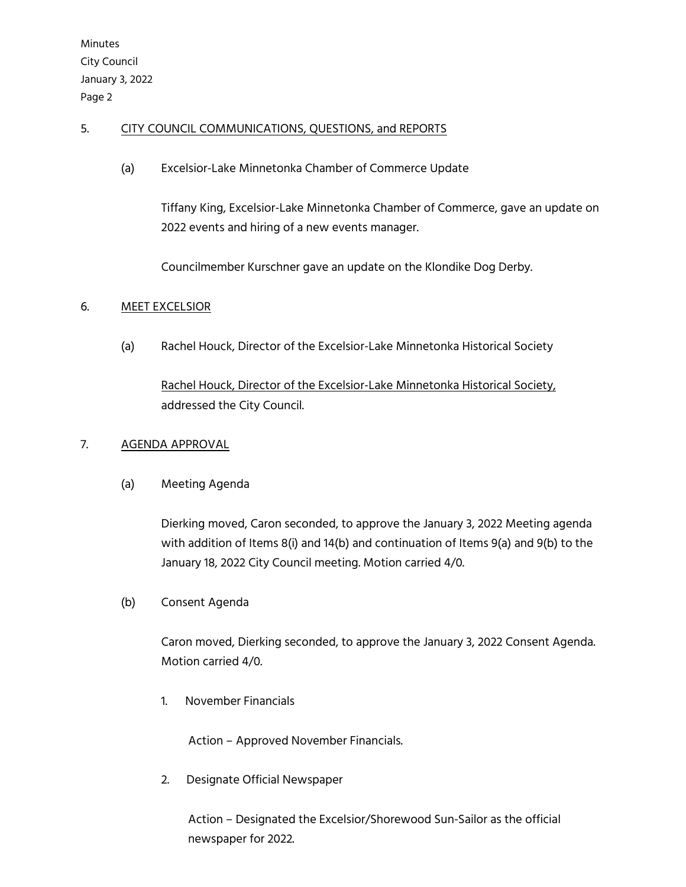## 5. CITY COUNCIL COMMUNICATIONS, QUESTIONS, and REPORTS

(a) Excelsior-Lake Minnetonka Chamber of Commerce Update

Tiffany King, Excelsior-Lake Minnetonka Chamber of Commerce, gave an update on 2022 events and hiring of a new events manager.

Councilmember Kurschner gave an update on the Klondike Dog Derby.

## 6. MEET EXCELSIOR

(a) Rachel Houck, Director of the Excelsior-Lake Minnetonka Historical Society

Rachel Houck, Director of the Excelsior-Lake Minnetonka Historical Society, addressed the City Council.

## 7. AGENDA APPROVAL

(a) Meeting Agenda

Dierking moved, Caron seconded, to approve the January 3, 2022 Meeting agenda with addition of Items 8(i) and 14(b) and continuation of Items 9(a) and 9(b) to the January 18, 2022 City Council meeting. Motion carried 4/0.

(b) Consent Agenda

Caron moved, Dierking seconded, to approve the January 3, 2022 Consent Agenda. Motion carried 4/0.

1. November Financials

   Action – Approved November Financials.

2. Designate Official Newspaper

   Action – Designated the Excelsior/Shorewood Sun-Sailor as the official newspaper for 2022.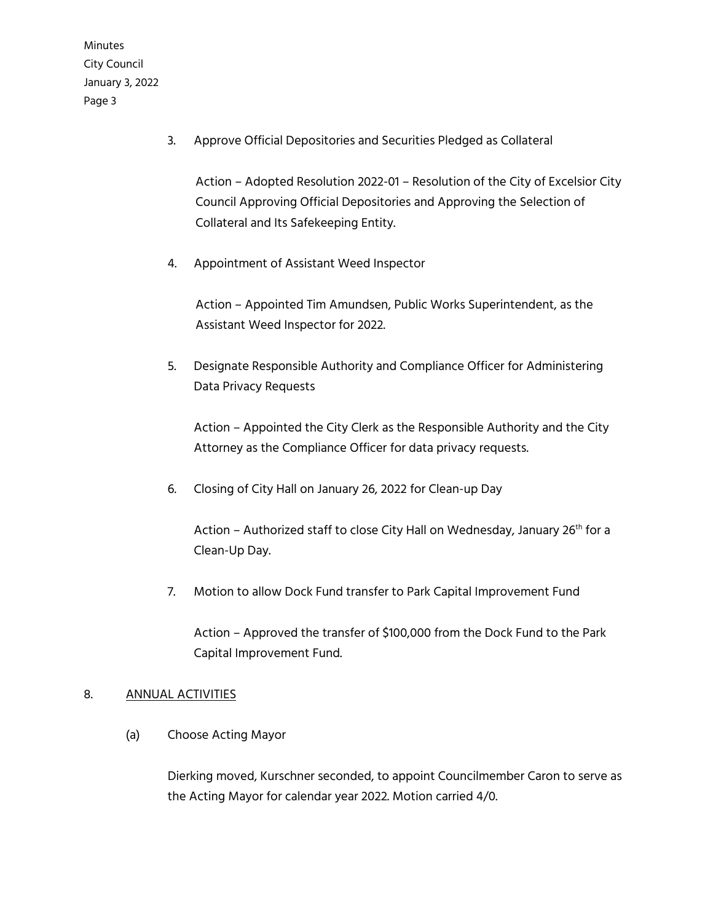3. Approve Official Depositories and Securities Pledged as Collateral

   Action – Adopted Resolution 2022-01 – Resolution of the City of Excelsior City Council Approving Official Depositories and Approving the Selection of Collateral and Its Safekeeping Entity.

4. Appointment of Assistant Weed Inspector

   Action – Appointed Tim Amundsen, Public Works Superintendent, as the Assistant Weed Inspector for 2022.

5. Designate Responsible Authority and Compliance Officer for Administering Data Privacy Requests

   Action – Appointed the City Clerk as the Responsible Authority and the City Attorney as the Compliance Officer for data privacy requests.

6. Closing of City Hall on January 26, 2022 for Clean-up Day

   Action – Authorized staff to close City Hall on Wednesday, January 26th for a Clean-Up Day.

7. Motion to allow Dock Fund transfer to Park Capital Improvement Fund

   Action – Approved the transfer of $100,000 from the Dock Fund to the Park Capital Improvement Fund.

## 8. ANNUAL ACTIVITIES

(a) Choose Acting Mayor

Dierking moved, Kurschner seconded, to appoint Councilmember Caron to serve as the Acting Mayor for calendar year 2022. Motion carried 4/0.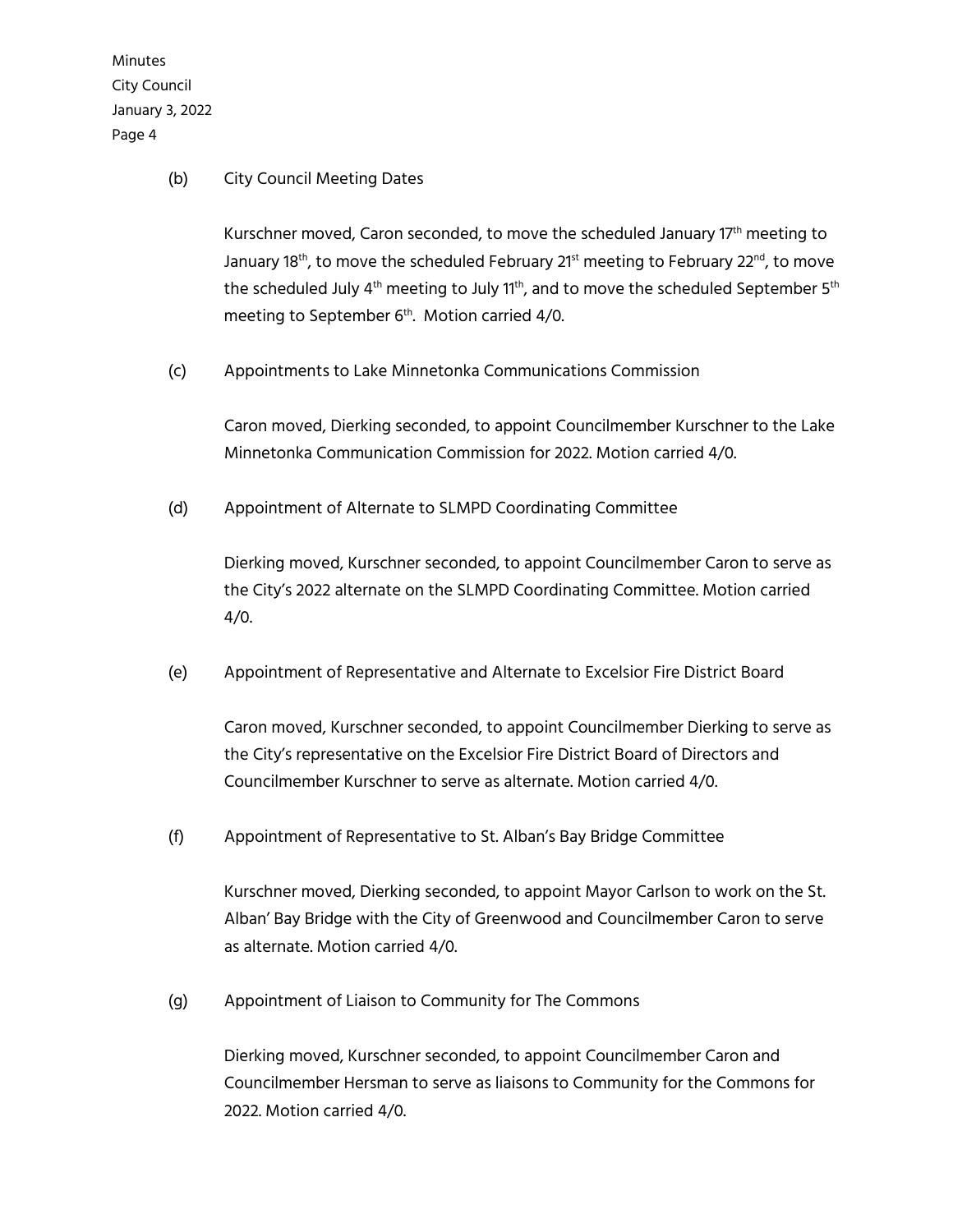(b) City Council Meeting Dates

Kurschner moved, Caron seconded, to move the scheduled January 17th meeting to January 18th, to move the scheduled February 21st meeting to February 22nd, to move the scheduled July 4th meeting to July 11th, and to move the scheduled September 5th meeting to September 6th. Motion carried 4/0.

(c) Appointments to Lake Minnetonka Communications Commission

Caron moved, Dierking seconded, to appoint Councilmember Kurschner to the Lake Minnetonka Communication Commission for 2022. Motion carried 4/0.

(d) Appointment of Alternate to SLMPD Coordinating Committee

Dierking moved, Kurschner seconded, to appoint Councilmember Caron to serve as the City's 2022 alternate on the SLMPD Coordinating Committee. Motion carried 4/0.

(e) Appointment of Representative and Alternate to Excelsior Fire District Board

Caron moved, Kurschner seconded, to appoint Councilmember Dierking to serve as the City's representative on the Excelsior Fire District Board of Directors and Councilmember Kurschner to serve as alternate. Motion carried 4/0.

(f) Appointment of Representative to St. Alban's Bay Bridge Committee

Kurschner moved, Dierking seconded, to appoint Mayor Carlson to work on the St. Alban' Bay Bridge with the City of Greenwood and Councilmember Caron to serve as alternate. Motion carried 4/0.

(g) Appointment of Liaison to Community for The Commons

Dierking moved, Kurschner seconded, to appoint Councilmember Caron and Councilmember Hersman to serve as liaisons to Community for the Commons for 2022. Motion carried 4/0.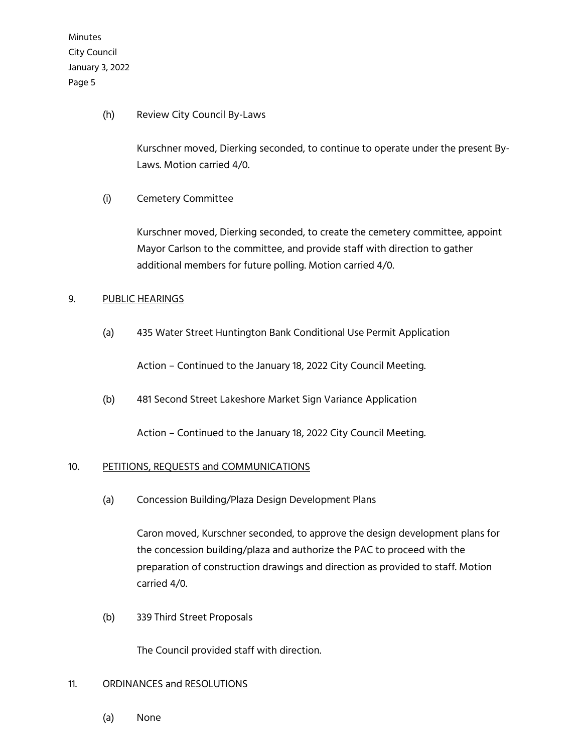(h) Review City Council By-Laws

Kurschner moved, Dierking seconded, to continue to operate under the present By-Laws. Motion carried 4/0.

(i) Cemetery Committee

Kurschner moved, Dierking seconded, to create the cemetery committee, appoint Mayor Carlson to the committee, and provide staff with direction to gather additional members for future polling. Motion carried 4/0.

9. <u>PUBLIC HEARINGS</u>

(a) 435 Water Street Huntington Bank Conditional Use Permit Application

Action – Continued to the January 18, 2022 City Council Meeting.

(b) 481 Second Street Lakeshore Market Sign Variance Application

Action – Continued to the January 18, 2022 City Council Meeting.

10. <u>PETITIONS, REQUESTS and COMMUNICATIONS</u>

(a) Concession Building/Plaza Design Development Plans

Caron moved, Kurschner seconded, to approve the design development plans for the concession building/plaza and authorize the PAC to proceed with the preparation of construction drawings and direction as provided to staff. Motion carried 4/0.

(b) 339 Third Street Proposals

The Council provided staff with direction.

11. <u>ORDINANCES and RESOLUTIONS</u>

(a) None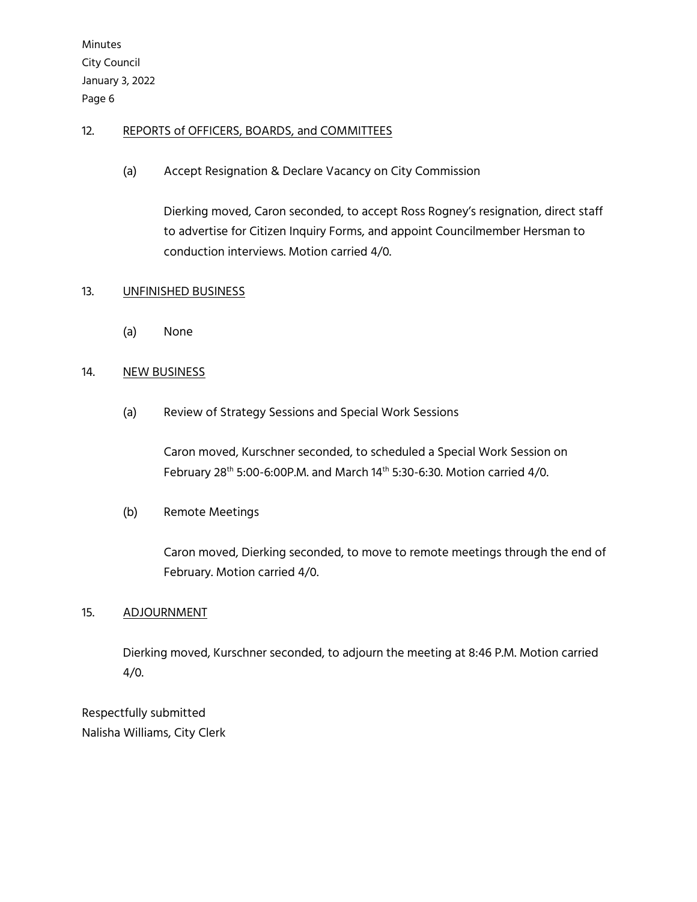## 12. REPORTS of OFFICERS, BOARDS, and COMMITTEES

(a) Accept Resignation & Declare Vacancy on City Commission

Dierking moved, Caron seconded, to accept Ross Rogney's resignation, direct staff to advertise for Citizen Inquiry Forms, and appoint Councilmember Hersman to conduction interviews. Motion carried 4/0.

## 13. UNFINISHED BUSINESS

(a) None

## 14. NEW BUSINESS

(a) Review of Strategy Sessions and Special Work Sessions

Caron moved, Kurschner seconded, to scheduled a Special Work Session on February 28th 5:00-6:00P.M. and March 14th 5:30-6:30. Motion carried 4/0.

(b) Remote Meetings

Caron moved, Dierking seconded, to move to remote meetings through the end of February. Motion carried 4/0.

## 15. ADJOURNMENT

Dierking moved, Kurschner seconded, to adjourn the meeting at 8:46 P.M. Motion carried 4/0.

Respectfully submitted
Nalisha Williams, City Clerk